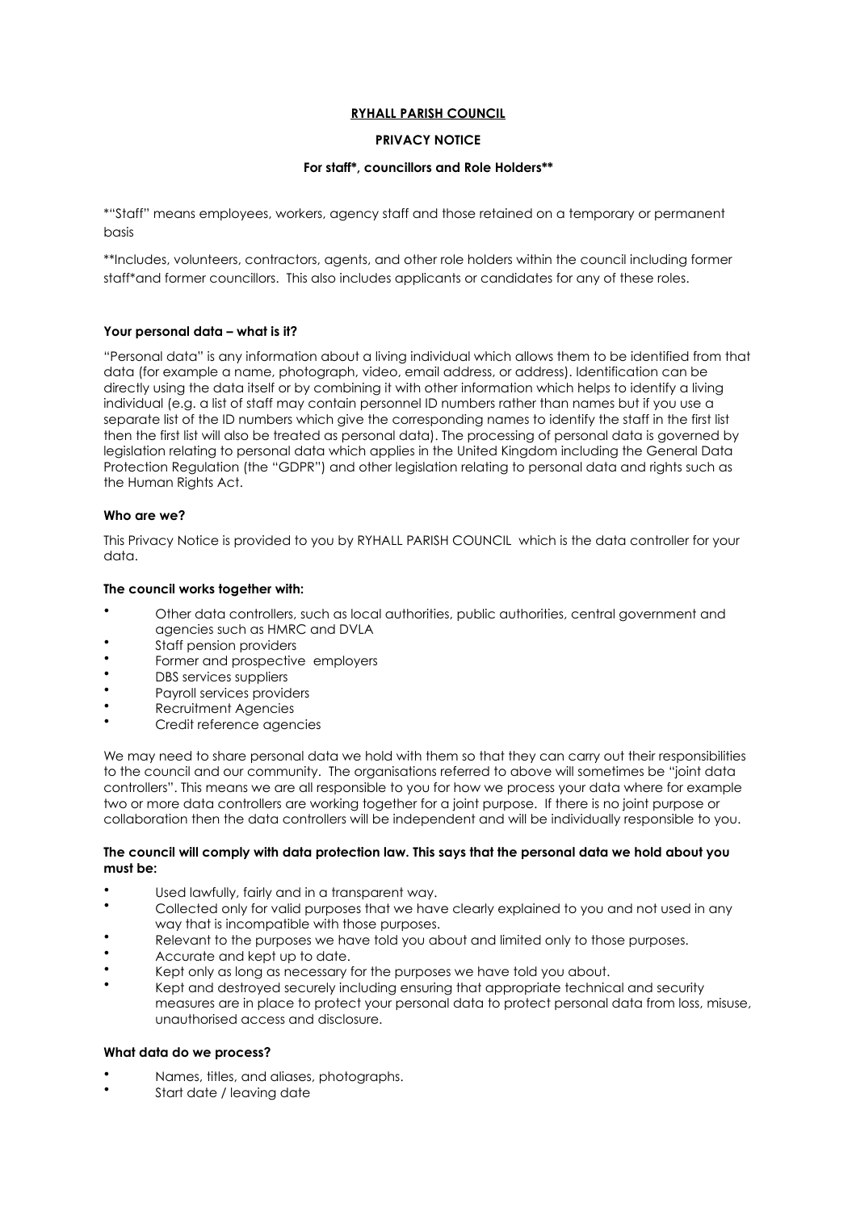**RYHALL PARISH COUNCIL**

**PRIVACY NOTICE**

**For staff*, councillors and Role Holders****

*"Staff" means employees, workers, agency staff and those retained on a temporary or permanent basis

**Includes, volunteers, contractors, agents, and other role holders within the council including former staff*and former councillors. This also includes applicants or candidates for any of these roles.

**Your personal data – what is it?**

"Personal data" is any information about a living individual which allows them to be identified from that data (for example a name, photograph, video, email address, or address). Identification can be directly using the data itself or by combining it with other information which helps to identify a living individual (e.g. a list of staff may contain personnel ID numbers rather than names but if you use a separate list of the ID numbers which give the corresponding names to identify the staff in the first list then the first list will also be treated as personal data). The processing of personal data is governed by legislation relating to personal data which applies in the United Kingdom including the General Data Protection Regulation (the "GDPR") and other legislation relating to personal data and rights such as the Human Rights Act.

**Who are we?**

This Privacy Notice is provided to you by RYHALL PARISH COUNCIL which is the data controller for your data.

**The council works together with:**

- Other data controllers, such as local authorities, public authorities, central government and agencies such as HMRC and DVLA
- Staff pension providers
- Former and prospective employers
- DBS services suppliers
- Payroll services providers
- Recruitment Agencies
- Credit reference agencies

We may need to share personal data we hold with them so that they can carry out their responsibilities to the council and our community. The organisations referred to above will sometimes be "joint data controllers". This means we are all responsible to you for how we process your data where for example two or more data controllers are working together for a joint purpose. If there is no joint purpose or collaboration then the data controllers will be independent and will be individually responsible to you.

**The council will comply with data protection law. This says that the personal data we hold about you must be:**

- Used lawfully, fairly and in a transparent way.
- Collected only for valid purposes that we have clearly explained to you and not used in any way that is incompatible with those purposes.
- Relevant to the purposes we have told you about and limited only to those purposes.
- Accurate and kept up to date.
- Kept only as long as necessary for the purposes we have told you about.
- Kept and destroyed securely including ensuring that appropriate technical and security measures are in place to protect your personal data to protect personal data from loss, misuse, unauthorised access and disclosure.

**What data do we process?**

- Names, titles, and aliases, photographs.
- Start date / leaving date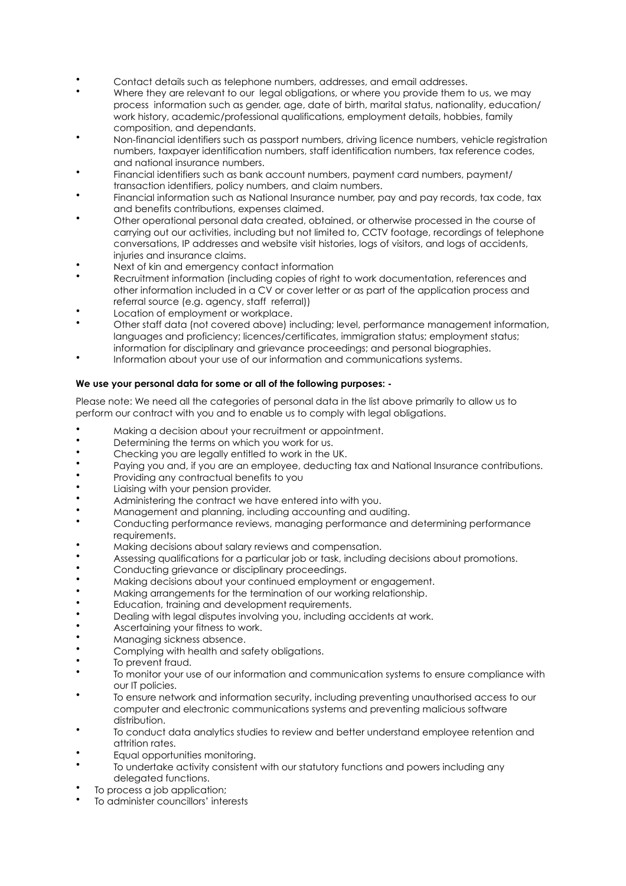- Contact details such as telephone numbers, addresses, and email addresses.
- Where they are relevant to our legal obligations, or where you provide them to us, we may process information such as gender, age, date of birth, marital status, nationality, education/work history, academic/professional qualifications, employment details, hobbies, family composition, and dependants.
- Non-financial identifiers such as passport numbers, driving licence numbers, vehicle registration numbers, taxpayer identification numbers, staff identification numbers, tax reference codes, and national insurance numbers.
- Financial identifiers such as bank account numbers, payment card numbers, payment/transaction identifiers, policy numbers, and claim numbers.
- Financial information such as National Insurance number, pay and pay records, tax code, tax and benefits contributions, expenses claimed.
- Other operational personal data created, obtained, or otherwise processed in the course of carrying out our activities, including but not limited to, CCTV footage, recordings of telephone conversations, IP addresses and website visit histories, logs of visitors, and logs of accidents, injuries and insurance claims.
- Next of kin and emergency contact information
- Recruitment information (including copies of right to work documentation, references and other information included in a CV or cover letter or as part of the application process and referral source (e.g. agency, staff referral))
- Location of employment or workplace.
- Other staff data (not covered above) including; level, performance management information, languages and proficiency; licences/certificates, immigration status; employment status; information for disciplinary and grievance proceedings; and personal biographies.
- Information about your use of our information and communications systems.

**We use your personal data for some or all of the following purposes: -**

Please note: We need all the categories of personal data in the list above primarily to allow us to perform our contract with you and to enable us to comply with legal obligations.

- Making a decision about your recruitment or appointment.
- Determining the terms on which you work for us.
- Checking you are legally entitled to work in the UK.
- Paying you and, if you are an employee, deducting tax and National Insurance contributions.
- Providing any contractual benefits to you
- Liaising with your pension provider.
- Administering the contract we have entered into with you.
- Management and planning, including accounting and auditing.
- Conducting performance reviews, managing performance and determining performance requirements.
- Making decisions about salary reviews and compensation.
- Assessing qualifications for a particular job or task, including decisions about promotions.
- Conducting grievance or disciplinary proceedings.
- Making decisions about your continued employment or engagement.
- Making arrangements for the termination of our working relationship.
- Education, training and development requirements.
- Dealing with legal disputes involving you, including accidents at work.
- Ascertaining your fitness to work.
- Managing sickness absence.
- Complying with health and safety obligations.
- To prevent fraud.
- To monitor your use of our information and communication systems to ensure compliance with our IT policies.
- To ensure network and information security, including preventing unauthorised access to our computer and electronic communications systems and preventing malicious software distribution.
- To conduct data analytics studies to review and better understand employee retention and attrition rates.
- Equal opportunities monitoring.
- To undertake activity consistent with our statutory functions and powers including any delegated functions.
- To process a job application;
- To administer councillors' interests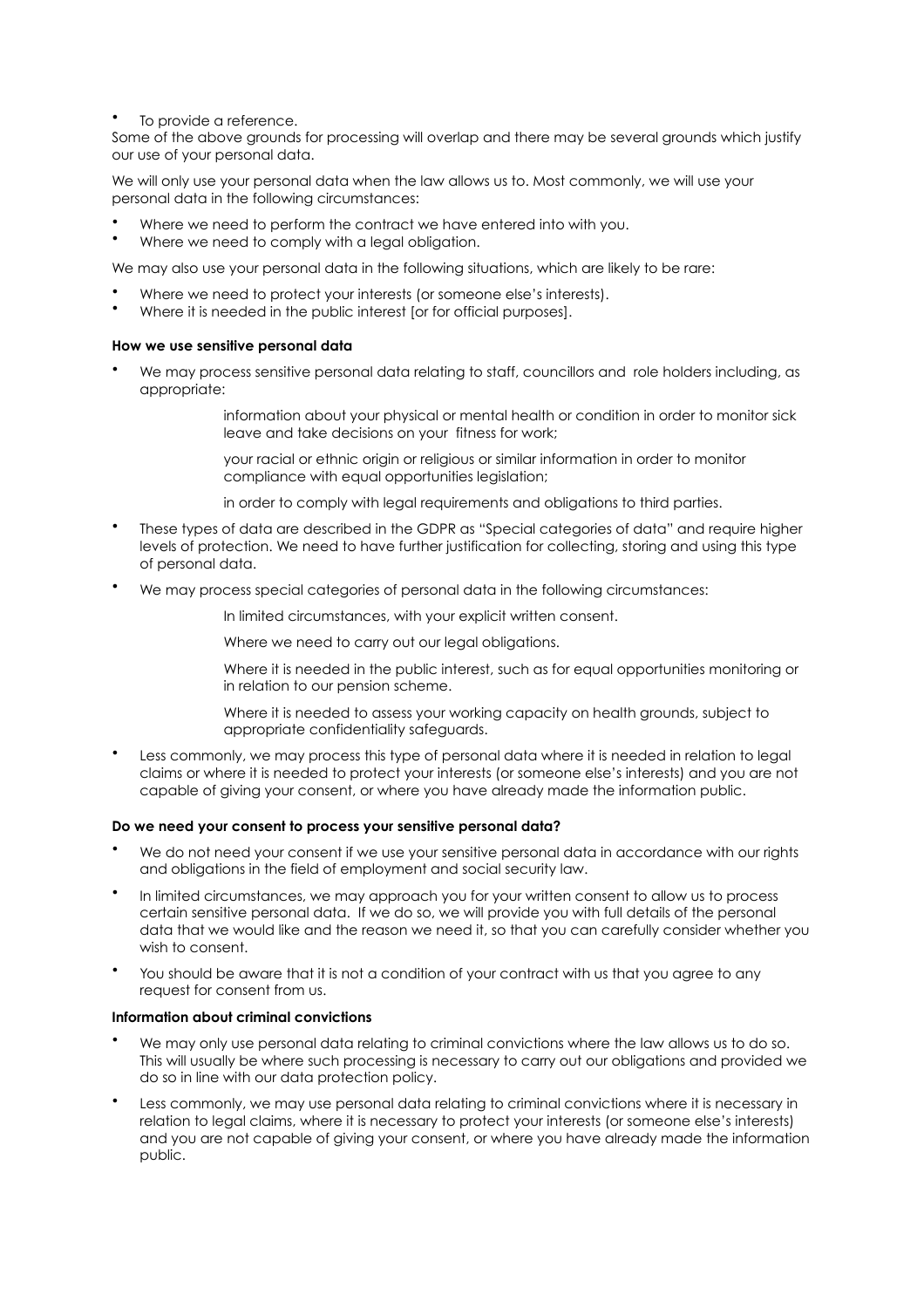- To provide a reference.

Some of the above grounds for processing will overlap and there may be several grounds which justify our use of your personal data.

We will only use your personal data when the law allows us to. Most commonly, we will use your personal data in the following circumstances:

- Where we need to perform the contract we have entered into with you.
- Where we need to comply with a legal obligation.

We may also use your personal data in the following situations, which are likely to be rare:

- Where we need to protect your interests (or someone else's interests).
- Where it is needed in the public interest [or for official purposes].

**How we use sensitive personal data**

- We may process sensitive personal data relating to staff, councillors and role holders including, as appropriate:

  information about your physical or mental health or condition in order to monitor sick leave and take decisions on your fitness for work;

  your racial or ethnic origin or religious or similar information in order to monitor compliance with equal opportunities legislation;

  in order to comply with legal requirements and obligations to third parties.

- These types of data are described in the GDPR as "Special categories of data" and require higher levels of protection. We need to have further justification for collecting, storing and using this type of personal data.
- We may process special categories of personal data in the following circumstances:

  In limited circumstances, with your explicit written consent.

  Where we need to carry out our legal obligations.

  Where it is needed in the public interest, such as for equal opportunities monitoring or in relation to our pension scheme.

  Where it is needed to assess your working capacity on health grounds, subject to appropriate confidentiality safeguards.

- Less commonly, we may process this type of personal data where it is needed in relation to legal claims or where it is needed to protect your interests (or someone else's interests) and you are not capable of giving your consent, or where you have already made the information public.

**Do we need your consent to process your sensitive personal data?**

- We do not need your consent if we use your sensitive personal data in accordance with our rights and obligations in the field of employment and social security law.
- In limited circumstances, we may approach you for your written consent to allow us to process certain sensitive personal data. If we do so, we will provide you with full details of the personal data that we would like and the reason we need it, so that you can carefully consider whether you wish to consent.
- You should be aware that it is not a condition of your contract with us that you agree to any request for consent from us.

**Information about criminal convictions**

- We may only use personal data relating to criminal convictions where the law allows us to do so. This will usually be where such processing is necessary to carry out our obligations and provided we do so in line with our data protection policy.
- Less commonly, we may use personal data relating to criminal convictions where it is necessary in relation to legal claims, where it is necessary to protect your interests (or someone else's interests) and you are not capable of giving your consent, or where you have already made the information public.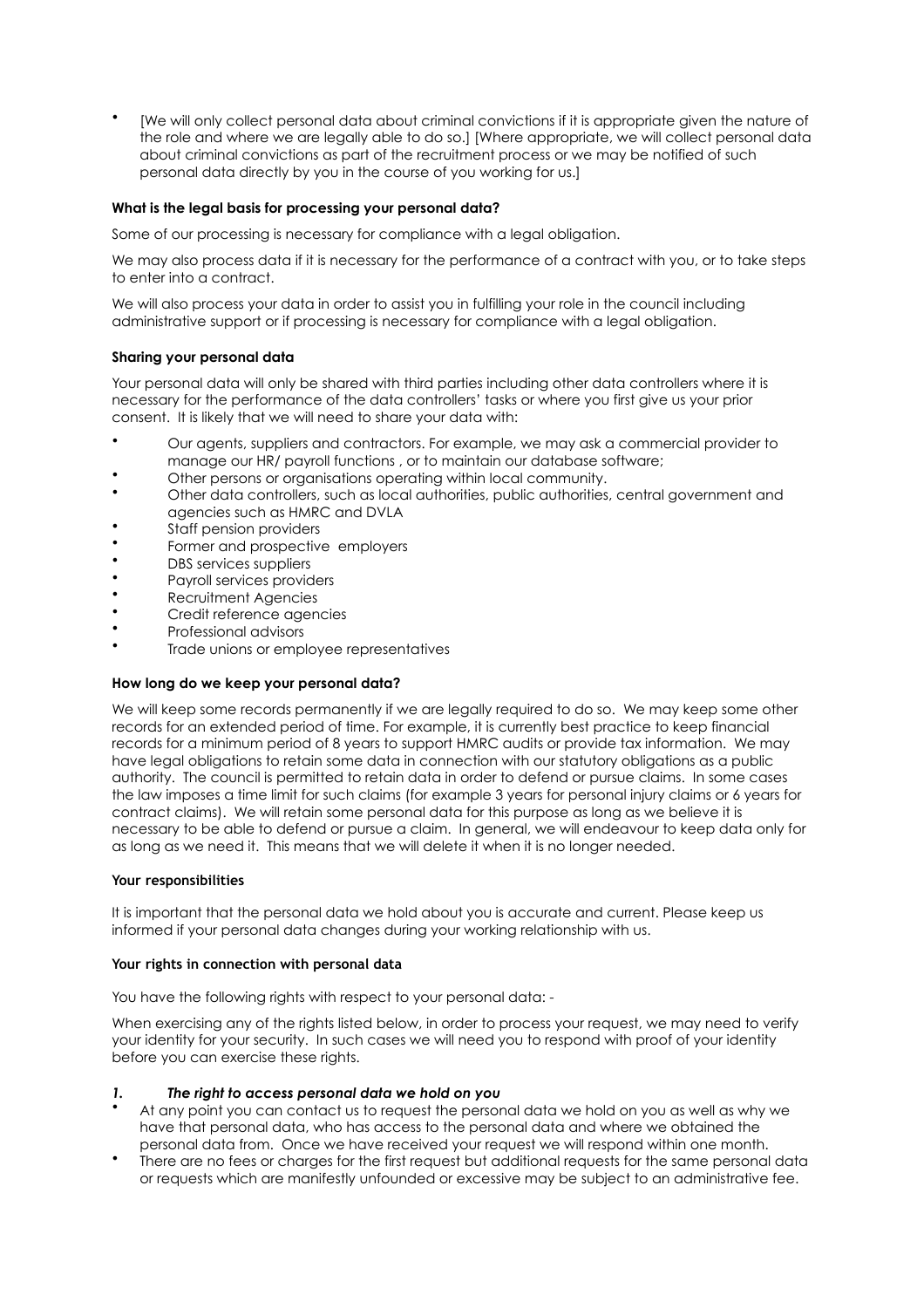- [We will only collect personal data about criminal convictions if it is appropriate given the nature of the role and where we are legally able to do so.] [Where appropriate, we will collect personal data about criminal convictions as part of the recruitment process or we may be notified of such personal data directly by you in the course of you working for us.]

**What is the legal basis for processing your personal data?**

Some of our processing is necessary for compliance with a legal obligation.

We may also process data if it is necessary for the performance of a contract with you, or to take steps to enter into a contract.

We will also process your data in order to assist you in fulfilling your role in the council including administrative support or if processing is necessary for compliance with a legal obligation.

**Sharing your personal data**

Your personal data will only be shared with third parties including other data controllers where it is necessary for the performance of the data controllers' tasks or where you first give us your prior consent. It is likely that we will need to share your data with:

- Our agents, suppliers and contractors. For example, we may ask a commercial provider to manage our HR/ payroll functions , or to maintain our database software;
- Other persons or organisations operating within local community.
- Other data controllers, such as local authorities, public authorities, central government and agencies such as HMRC and DVLA
- Staff pension providers
- Former and prospective employers
- DBS services suppliers
- Payroll services providers
- Recruitment Agencies
- Credit reference agencies
- Professional advisors
- Trade unions or employee representatives

**How long do we keep your personal data?**

We will keep some records permanently if we are legally required to do so. We may keep some other records for an extended period of time. For example, it is currently best practice to keep financial records for a minimum period of 8 years to support HMRC audits or provide tax information. We may have legal obligations to retain some data in connection with our statutory obligations as a public authority. The council is permitted to retain data in order to defend or pursue claims. In some cases the law imposes a time limit for such claims (for example 3 years for personal injury claims or 6 years for contract claims). We will retain some personal data for this purpose as long as we believe it is necessary to be able to defend or pursue a claim. In general, we will endeavour to keep data only for as long as we need it. This means that we will delete it when it is no longer needed.

**Your responsibilities**

It is important that the personal data we hold about you is accurate and current. Please keep us informed if your personal data changes during your working relationship with us.

**Your rights in connection with personal data**

You have the following rights with respect to your personal data: -

When exercising any of the rights listed below, in order to process your request, we may need to verify your identity for your security. In such cases we will need you to respond with proof of your identity before you can exercise these rights.

***1. The right to access personal data we hold on you***

- At any point you can contact us to request the personal data we hold on you as well as why we have that personal data, who has access to the personal data and where we obtained the personal data from. Once we have received your request we will respond within one month.
- There are no fees or charges for the first request but additional requests for the same personal data or requests which are manifestly unfounded or excessive may be subject to an administrative fee.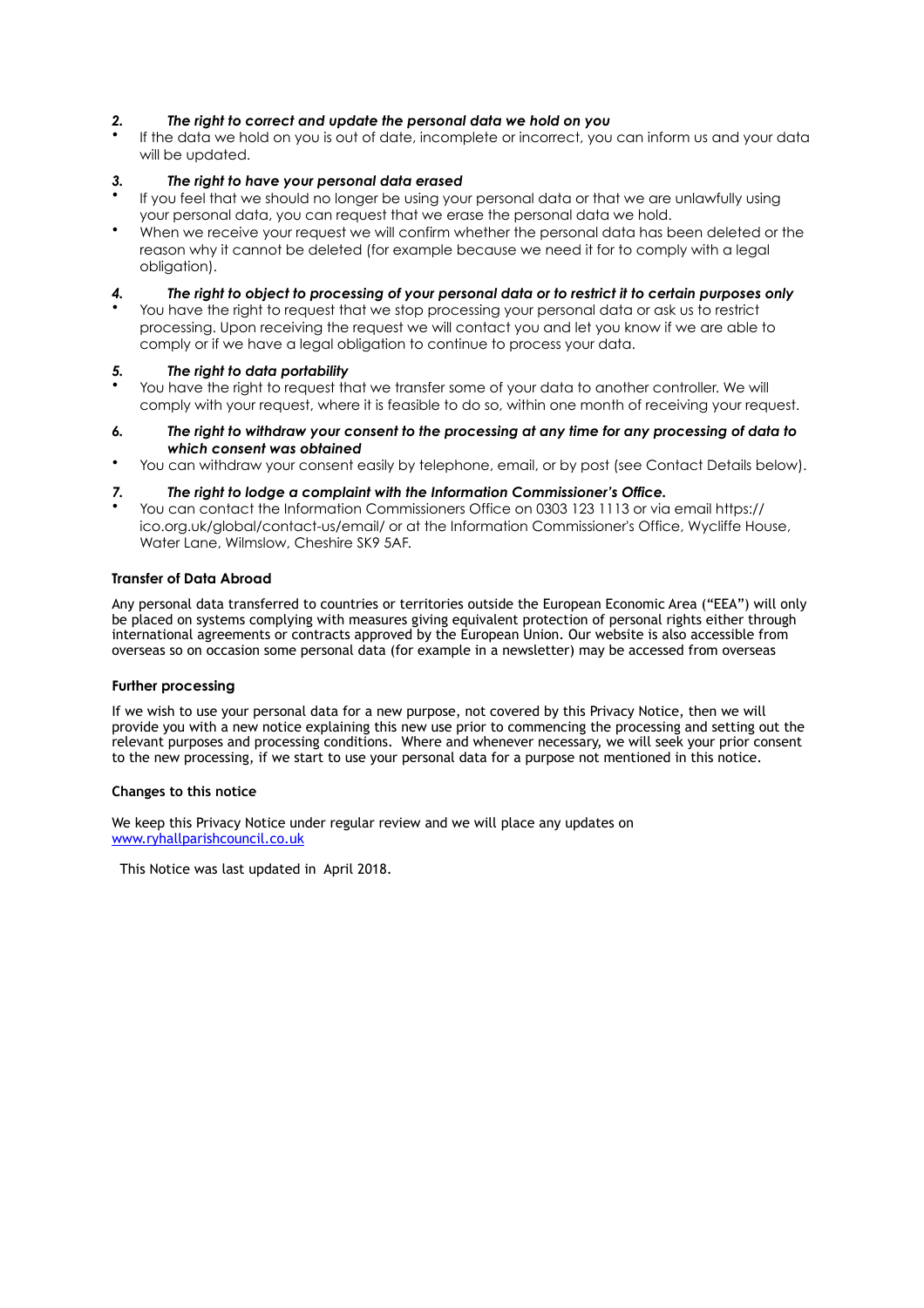### 2. *The right to correct and update the personal data we hold on you*

- If the data we hold on you is out of date, incomplete or incorrect, you can inform us and your data will be updated.

### 3. *The right to have your personal data erased*

- If you feel that we should no longer be using your personal data or that we are unlawfully using your personal data, you can request that we erase the personal data we hold.
- When we receive your request we will confirm whether the personal data has been deleted or the reason why it cannot be deleted (for example because we need it for to comply with a legal obligation).

### 4. *The right to object to processing of your personal data or to restrict it to certain purposes only*

- You have the right to request that we stop processing your personal data or ask us to restrict processing. Upon receiving the request we will contact you and let you know if we are able to comply or if we have a legal obligation to continue to process your data.

### 5. *The right to data portability*

- You have the right to request that we transfer some of your data to another controller. We will comply with your request, where it is feasible to do so, within one month of receiving your request.

### 6. *The right to withdraw your consent to the processing at any time for any processing of data to which consent was obtained*

- You can withdraw your consent easily by telephone, email, or by post (see Contact Details below).

### 7. *The right to lodge a complaint with the Information Commissioner's Office.*

- You can contact the Information Commissioners Office on 0303 123 1113 or via email https://ico.org.uk/global/contact-us/email/ or at the Information Commissioner's Office, Wycliffe House, Water Lane, Wilmslow, Cheshire SK9 5AF.

**Transfer of Data Abroad**

Any personal data transferred to countries or territories outside the European Economic Area ("EEA") will only be placed on systems complying with measures giving equivalent protection of personal rights either through international agreements or contracts approved by the European Union. Our website is also accessible from overseas so on occasion some personal data (for example in a newsletter) may be accessed from overseas

**Further processing**

If we wish to use your personal data for a new purpose, not covered by this Privacy Notice, then we will provide you with a new notice explaining this new use prior to commencing the processing and setting out the relevant purposes and processing conditions. Where and whenever necessary, we will seek your prior consent to the new processing, if we start to use your personal data for a purpose not mentioned in this notice.

**Changes to this notice**

We keep this Privacy Notice under regular review and we will place any updates on [www.ryhallparishcouncil.co.uk](http://www.ryhallparishcouncil.co.uk)

This Notice was last updated in April 2018.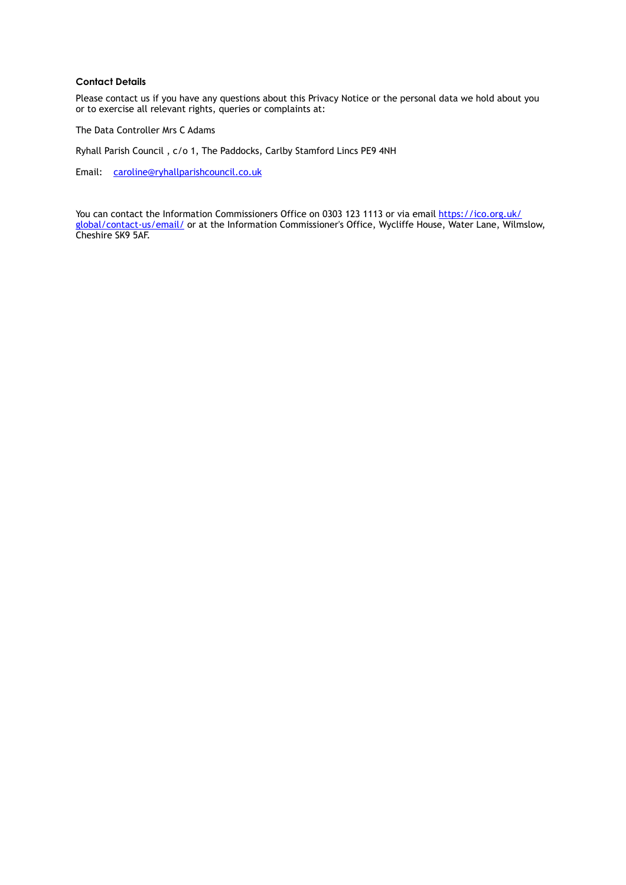### Contact Details

Please contact us if you have any questions about this Privacy Notice or the personal data we hold about you or to exercise all relevant rights, queries or complaints at:

The Data Controller Mrs C Adams

Ryhall Parish Council , c/o 1, The Paddocks, Carlby Stamford Lincs PE9 4NH

Email: caroline@ryhallparishcouncil.co.uk

You can contact the Information Commissioners Office on 0303 123 1113 or via email https://ico.org.uk/global/contact-us/email/ or at the Information Commissioner's Office, Wycliffe House, Water Lane, Wilmslow, Cheshire SK9 5AF.